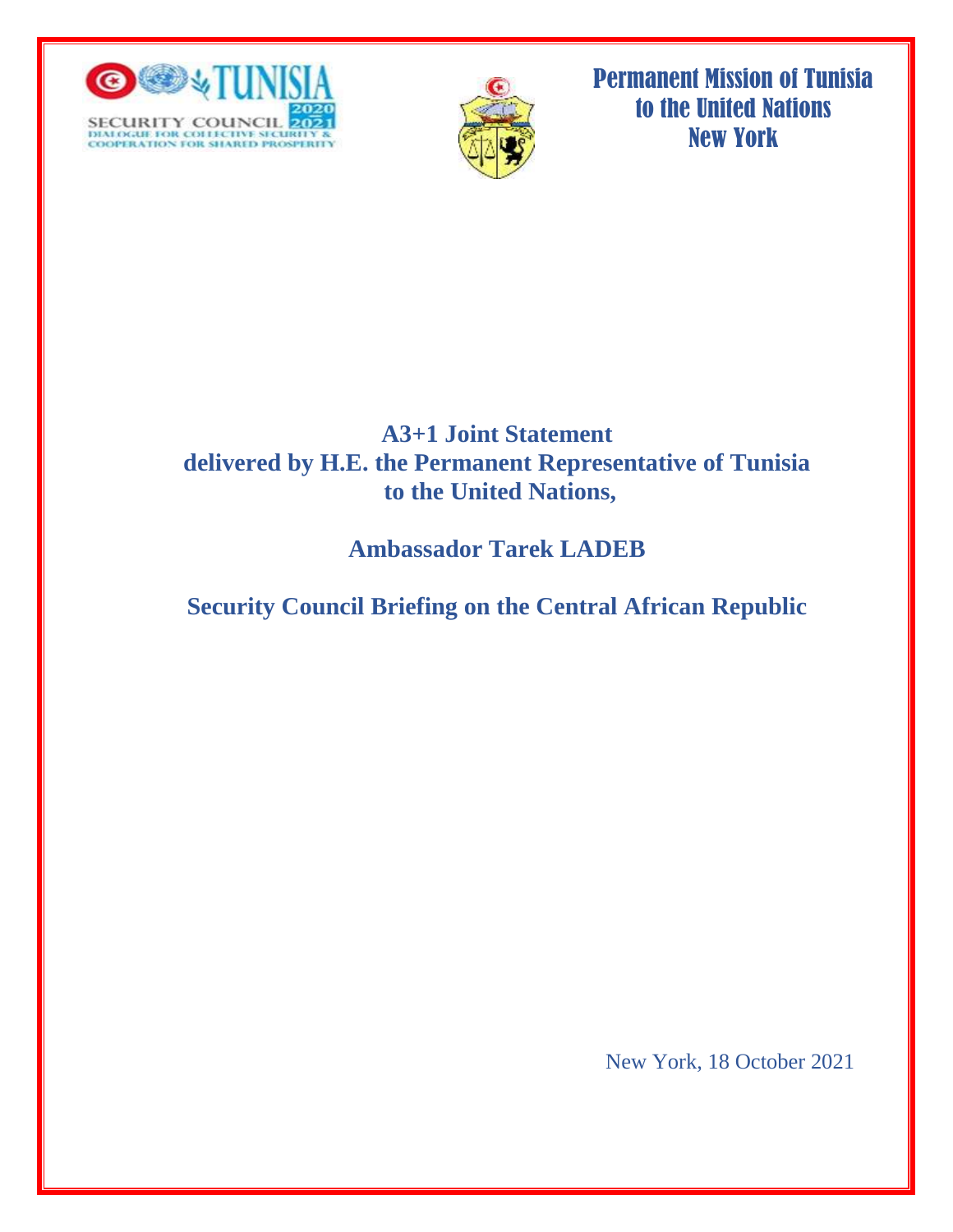SECURITY COUNCIL 2020 2021
DIALOGUE FOR COLLECTIVE SECURITY & COOPERATION FOR SHARED PROSPERITY

Permanent Mission of Tunisia
to the United Nations
New York

# A3+1 Joint Statement delivered by H.E. the Permanent Representative of Tunisia to the United Nations,

## Ambassador Tarek LADEB

## Security Council Briefing on the Central African Republic

New York, 18 October 2021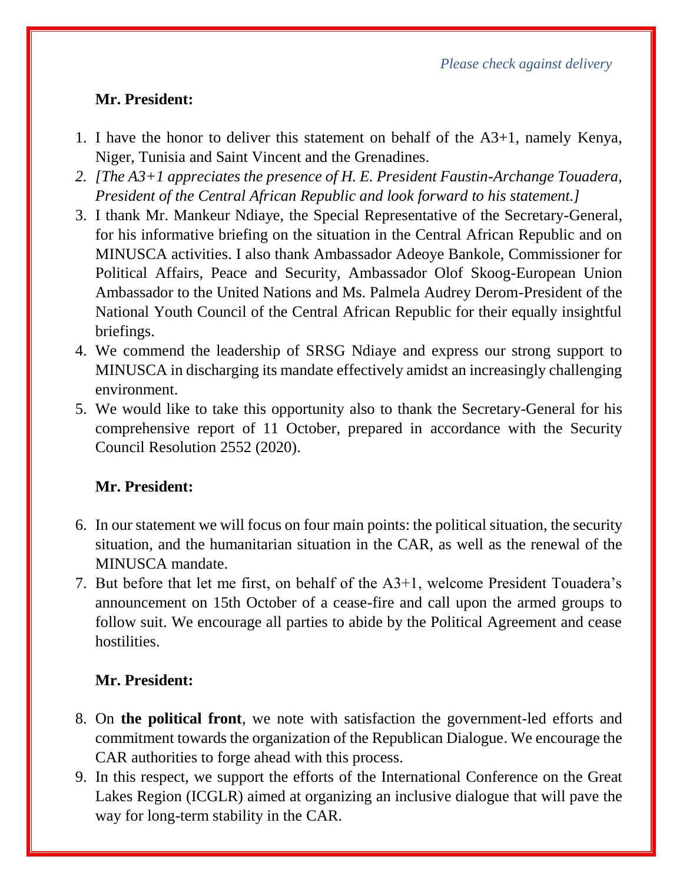*Please check against delivery*

**Mr. President:**

1. I have the honor to deliver this statement on behalf of the A3+1, namely Kenya, Niger, Tunisia and Saint Vincent and the Grenadines.
2. *[The A3+1 appreciates the presence of H. E. President Faustin-Archange Touadera, President of the Central African Republic and look forward to his statement.]*
3. I thank Mr. Mankeur Ndiaye, the Special Representative of the Secretary-General, for his informative briefing on the situation in the Central African Republic and on MINUSCA activities. I also thank Ambassador Adeoye Bankole, Commissioner for Political Affairs, Peace and Security, Ambassador Olof Skoog-European Union Ambassador to the United Nations and Ms. Palmela Audrey Derom-President of the National Youth Council of the Central African Republic for their equally insightful briefings.
4. We commend the leadership of SRSG Ndiaye and express our strong support to MINUSCA in discharging its mandate effectively amidst an increasingly challenging environment.
5. We would like to take this opportunity also to thank the Secretary-General for his comprehensive report of 11 October, prepared in accordance with the Security Council Resolution 2552 (2020).

**Mr. President:**

6. In our statement we will focus on four main points: the political situation, the security situation, and the humanitarian situation in the CAR, as well as the renewal of the MINUSCA mandate.
7. But before that let me first, on behalf of the A3+1, welcome President Touadera's announcement on 15th October of a cease-fire and call upon the armed groups to follow suit. We encourage all parties to abide by the Political Agreement and cease hostilities.

**Mr. President:**

8. On **the political front**, we note with satisfaction the government-led efforts and commitment towards the organization of the Republican Dialogue. We encourage the CAR authorities to forge ahead with this process.
9. In this respect, we support the efforts of the International Conference on the Great Lakes Region (ICGLR) aimed at organizing an inclusive dialogue that will pave the way for long-term stability in the CAR.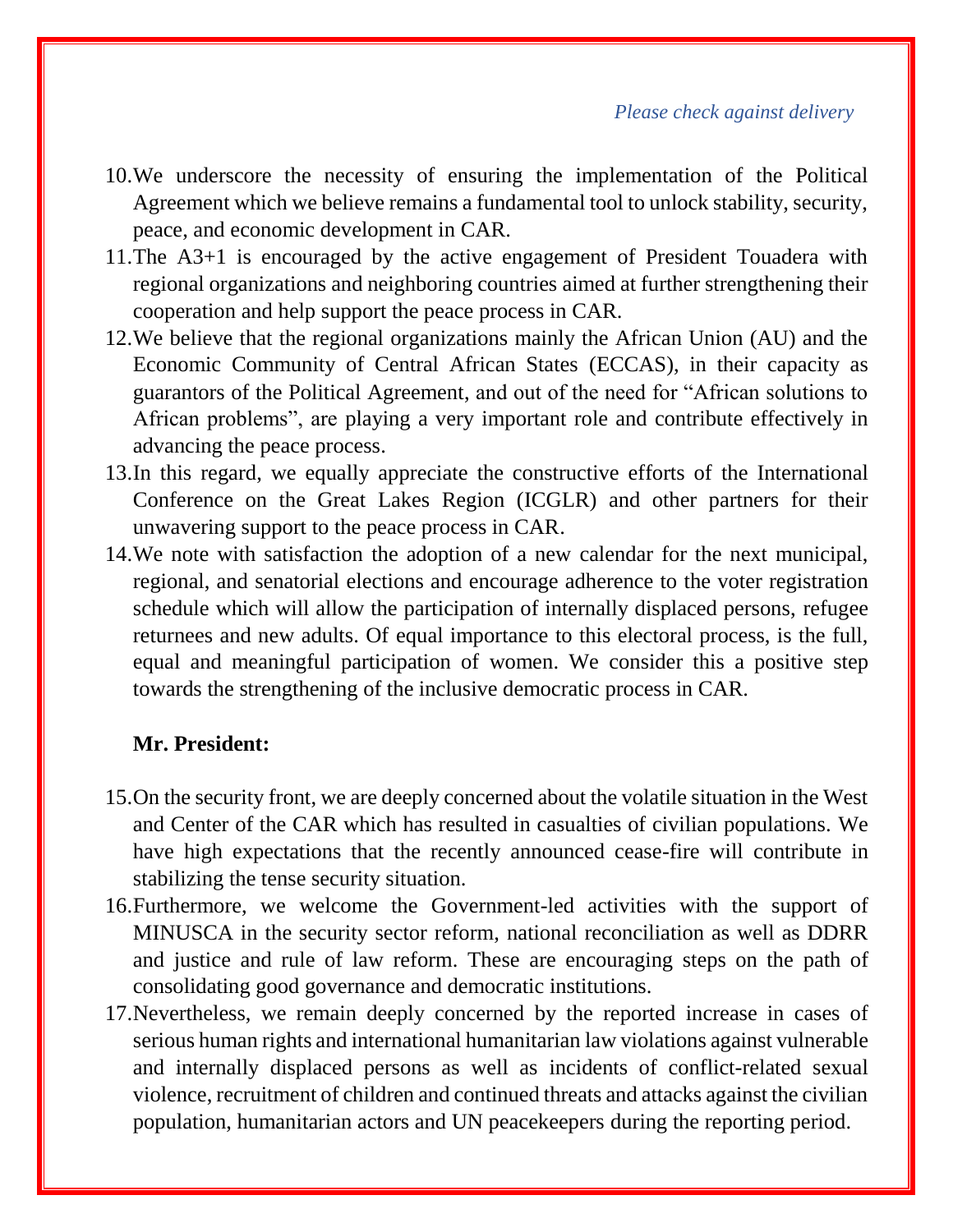10. We underscore the necessity of ensuring the implementation of the Political Agreement which we believe remains a fundamental tool to unlock stability, security, peace, and economic development in CAR.
11. The A3+1 is encouraged by the active engagement of President Touadera with regional organizations and neighboring countries aimed at further strengthening their cooperation and help support the peace process in CAR.
12. We believe that the regional organizations mainly the African Union (AU) and the Economic Community of Central African States (ECCAS), in their capacity as guarantors of the Political Agreement, and out of the need for "African solutions to African problems", are playing a very important role and contribute effectively in advancing the peace process.
13. In this regard, we equally appreciate the constructive efforts of the International Conference on the Great Lakes Region (ICGLR) and other partners for their unwavering support to the peace process in CAR.
14. We note with satisfaction the adoption of a new calendar for the next municipal, regional, and senatorial elections and encourage adherence to the voter registration schedule which will allow the participation of internally displaced persons, refugee returnees and new adults. Of equal importance to this electoral process, is the full, equal and meaningful participation of women. We consider this a positive step towards the strengthening of the inclusive democratic process in CAR.

**Mr. President:**

15. On the security front, we are deeply concerned about the volatile situation in the West and Center of the CAR which has resulted in casualties of civilian populations. We have high expectations that the recently announced cease-fire will contribute in stabilizing the tense security situation.
16. Furthermore, we welcome the Government-led activities with the support of MINUSCA in the security sector reform, national reconciliation as well as DDRR and justice and rule of law reform. These are encouraging steps on the path of consolidating good governance and democratic institutions.
17. Nevertheless, we remain deeply concerned by the reported increase in cases of serious human rights and international humanitarian law violations against vulnerable and internally displaced persons as well as incidents of conflict-related sexual violence, recruitment of children and continued threats and attacks against the civilian population, humanitarian actors and UN peacekeepers during the reporting period.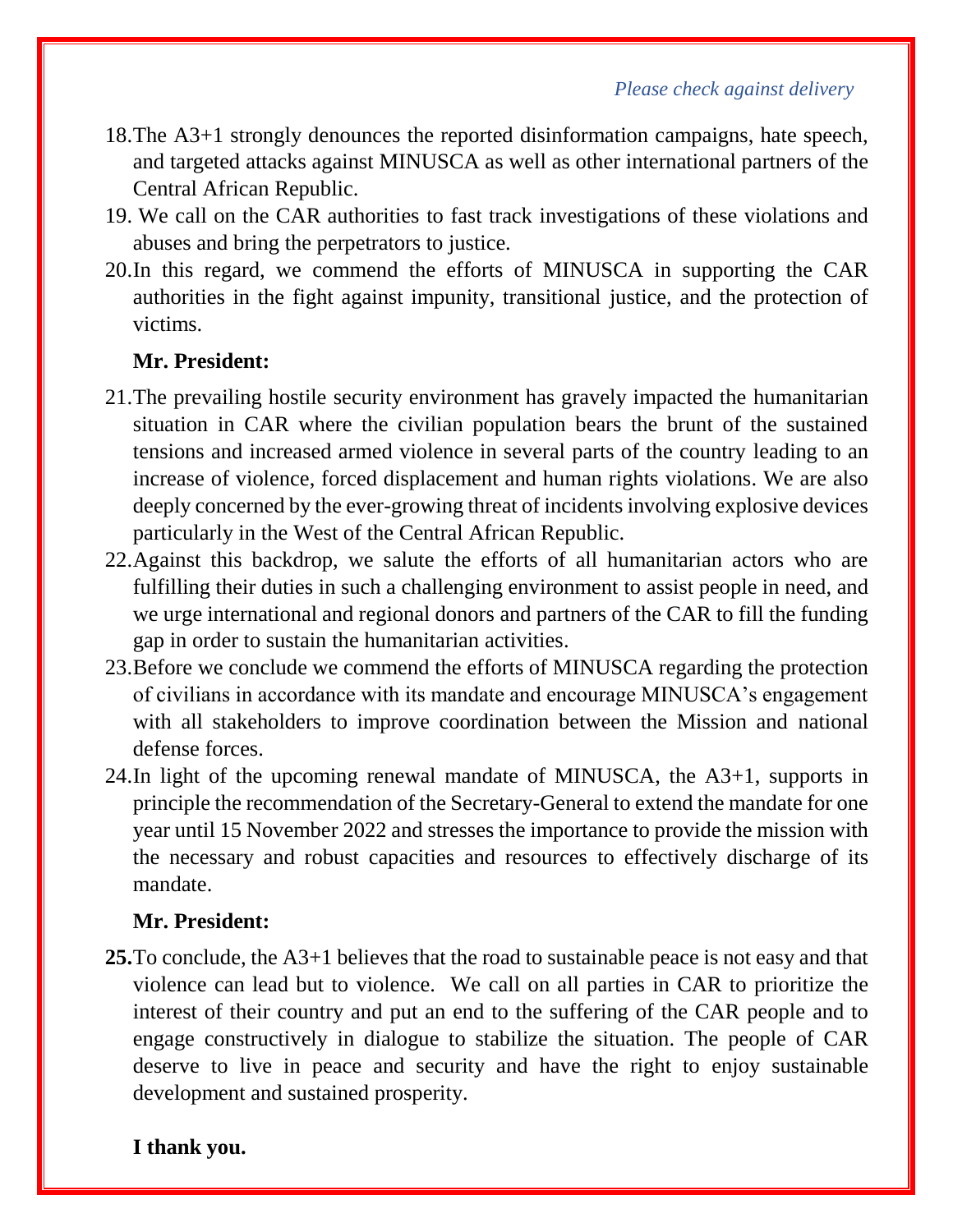*Please check against delivery*

18. The A3+1 strongly denounces the reported disinformation campaigns, hate speech, and targeted attacks against MINUSCA as well as other international partners of the Central African Republic.
19. We call on the CAR authorities to fast track investigations of these violations and abuses and bring the perpetrators to justice.
20. In this regard, we commend the efforts of MINUSCA in supporting the CAR authorities in the fight against impunity, transitional justice, and the protection of victims.

**Mr. President:**

21. The prevailing hostile security environment has gravely impacted the humanitarian situation in CAR where the civilian population bears the brunt of the sustained tensions and increased armed violence in several parts of the country leading to an increase of violence, forced displacement and human rights violations. We are also deeply concerned by the ever-growing threat of incidents involving explosive devices particularly in the West of the Central African Republic.
22. Against this backdrop, we salute the efforts of all humanitarian actors who are fulfilling their duties in such a challenging environment to assist people in need, and we urge international and regional donors and partners of the CAR to fill the funding gap in order to sustain the humanitarian activities.
23. Before we conclude we commend the efforts of MINUSCA regarding the protection of civilians in accordance with its mandate and encourage MINUSCA's engagement with all stakeholders to improve coordination between the Mission and national defense forces.
24. In light of the upcoming renewal mandate of MINUSCA, the A3+1, supports in principle the recommendation of the Secretary-General to extend the mandate for one year until 15 November 2022 and stresses the importance to provide the mission with the necessary and robust capacities and resources to effectively discharge of its mandate.

**Mr. President:**

25. To conclude, the A3+1 believes that the road to sustainable peace is not easy and that violence can lead but to violence. We call on all parties in CAR to prioritize the interest of their country and put an end to the suffering of the CAR people and to engage constructively in dialogue to stabilize the situation. The people of CAR deserve to live in peace and security and have the right to enjoy sustainable development and sustained prosperity.

**I thank you.**